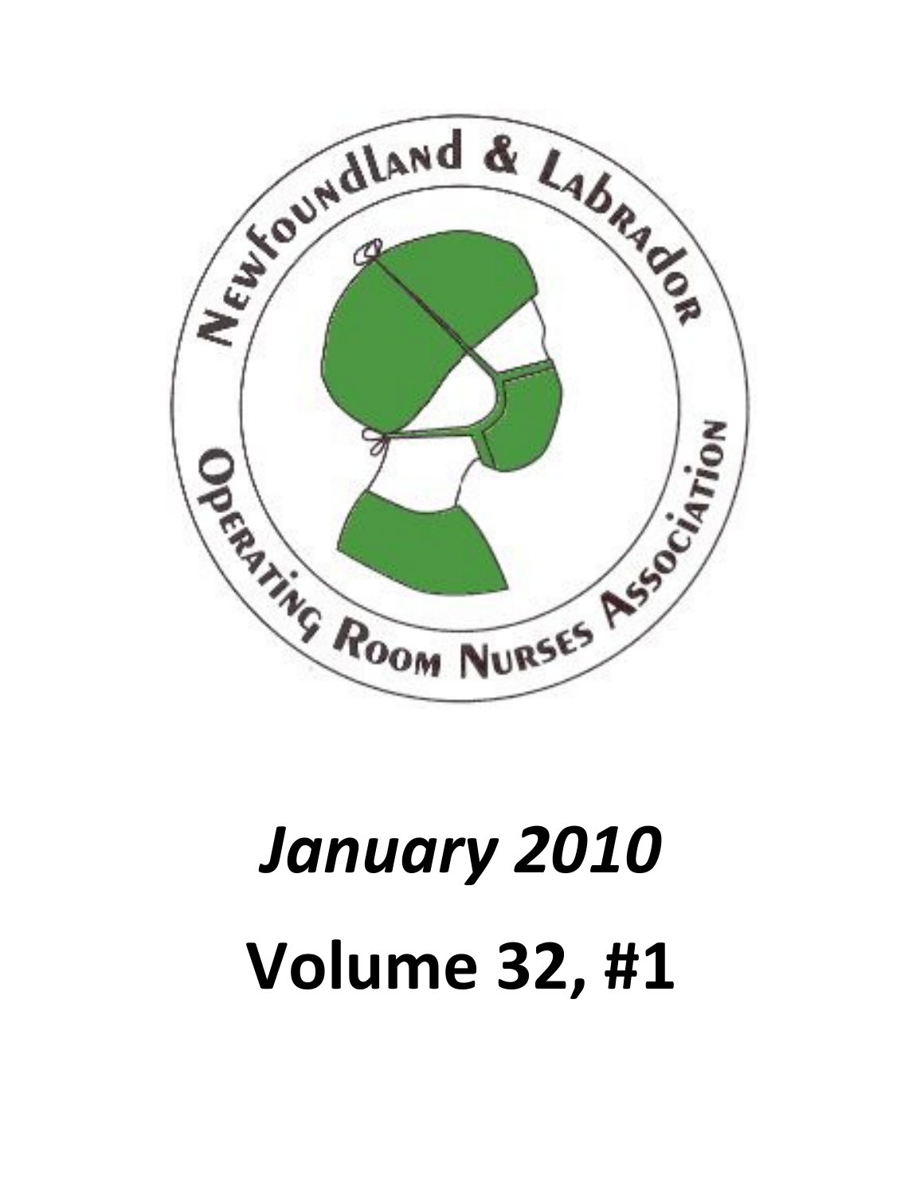Newfoundland & Labrador Operating Room Nurses Association

*January 2010*

**Volume 32, #1**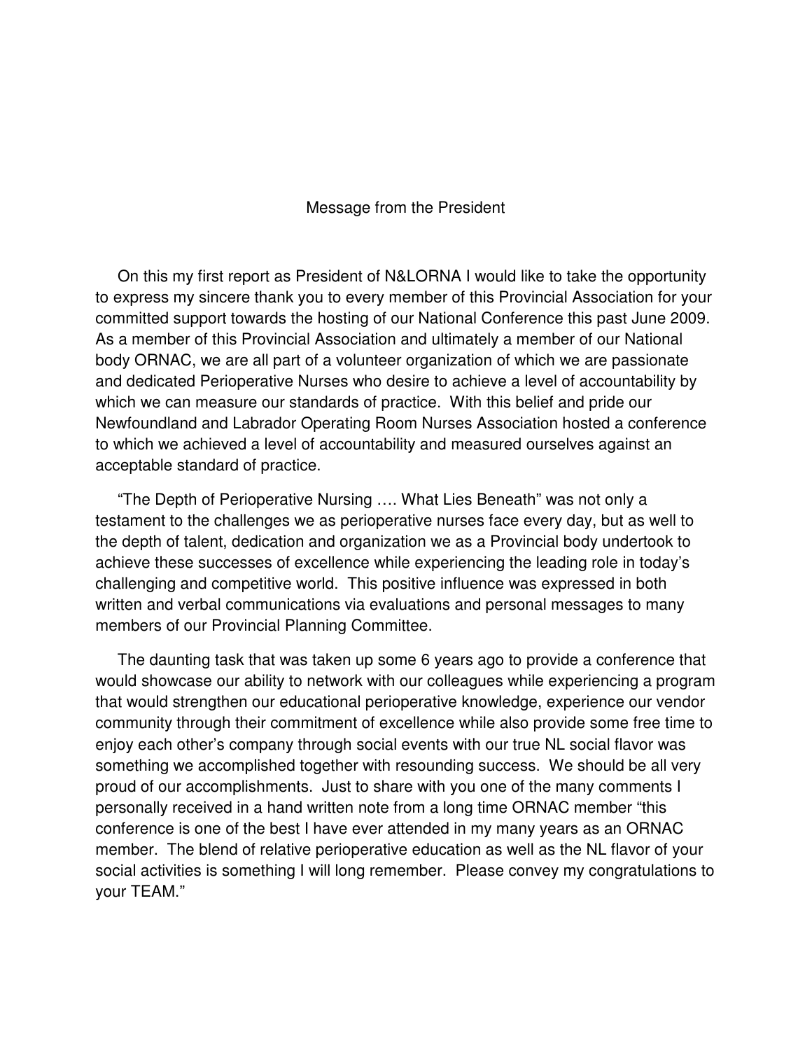## Message from the President

On this my first report as President of N&LORNA I would like to take the opportunity to express my sincere thank you to every member of this Provincial Association for your committed support towards the hosting of our National Conference this past June 2009. As a member of this Provincial Association and ultimately a member of our National body ORNAC, we are all part of a volunteer organization of which we are passionate and dedicated Perioperative Nurses who desire to achieve a level of accountability by which we can measure our standards of practice. With this belief and pride our Newfoundland and Labrador Operating Room Nurses Association hosted a conference to which we achieved a level of accountability and measured ourselves against an acceptable standard of practice.

"The Depth of Perioperative Nursing …. What Lies Beneath" was not only a testament to the challenges we as perioperative nurses face every day, but as well to the depth of talent, dedication and organization we as a Provincial body undertook to achieve these successes of excellence while experiencing the leading role in today's challenging and competitive world. This positive influence was expressed in both written and verbal communications via evaluations and personal messages to many members of our Provincial Planning Committee.

The daunting task that was taken up some 6 years ago to provide a conference that would showcase our ability to network with our colleagues while experiencing a program that would strengthen our educational perioperative knowledge, experience our vendor community through their commitment of excellence while also provide some free time to enjoy each other's company through social events with our true NL social flavor was something we accomplished together with resounding success. We should be all very proud of our accomplishments. Just to share with you one of the many comments I personally received in a hand written note from a long time ORNAC member "this conference is one of the best I have ever attended in my many years as an ORNAC member. The blend of relative perioperative education as well as the NL flavor of your social activities is something I will long remember. Please convey my congratulations to your TEAM."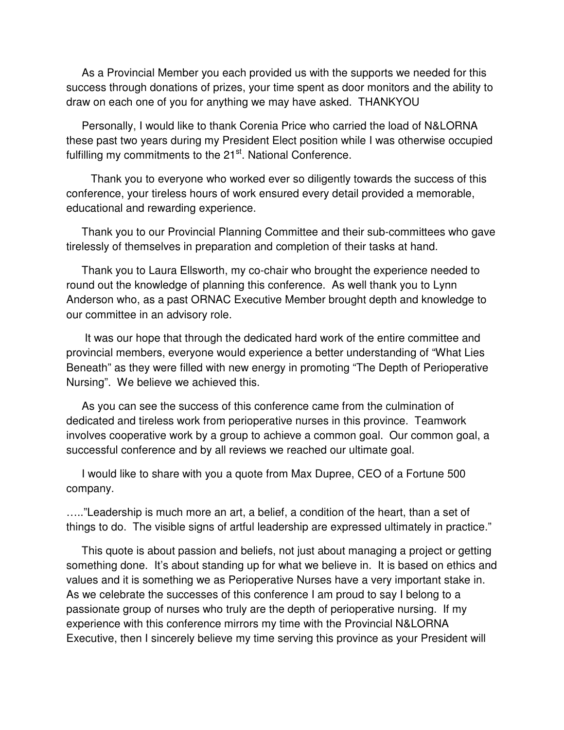As a Provincial Member you each provided us with the supports we needed for this success through donations of prizes, your time spent as door monitors and the ability to draw on each one of you for anything we may have asked. THANKYOU

Personally, I would like to thank Corenia Price who carried the load of N&LORNA these past two years during my President Elect position while I was otherwise occupied fulfilling my commitments to the 21st. National Conference.

Thank you to everyone who worked ever so diligently towards the success of this conference, your tireless hours of work ensured every detail provided a memorable, educational and rewarding experience.

Thank you to our Provincial Planning Committee and their sub-committees who gave tirelessly of themselves in preparation and completion of their tasks at hand.

Thank you to Laura Ellsworth, my co-chair who brought the experience needed to round out the knowledge of planning this conference. As well thank you to Lynn Anderson who, as a past ORNAC Executive Member brought depth and knowledge to our committee in an advisory role.

It was our hope that through the dedicated hard work of the entire committee and provincial members, everyone would experience a better understanding of "What Lies Beneath" as they were filled with new energy in promoting "The Depth of Perioperative Nursing". We believe we achieved this.

As you can see the success of this conference came from the culmination of dedicated and tireless work from perioperative nurses in this province. Teamwork involves cooperative work by a group to achieve a common goal. Our common goal, a successful conference and by all reviews we reached our ultimate goal.

I would like to share with you a quote from Max Dupree, CEO of a Fortune 500 company.

….."Leadership is much more an art, a belief, a condition of the heart, than a set of things to do. The visible signs of artful leadership are expressed ultimately in practice."

This quote is about passion and beliefs, not just about managing a project or getting something done. It's about standing up for what we believe in. It is based on ethics and values and it is something we as Perioperative Nurses have a very important stake in. As we celebrate the successes of this conference I am proud to say I belong to a passionate group of nurses who truly are the depth of perioperative nursing. If my experience with this conference mirrors my time with the Provincial N&LORNA Executive, then I sincerely believe my time serving this province as your President will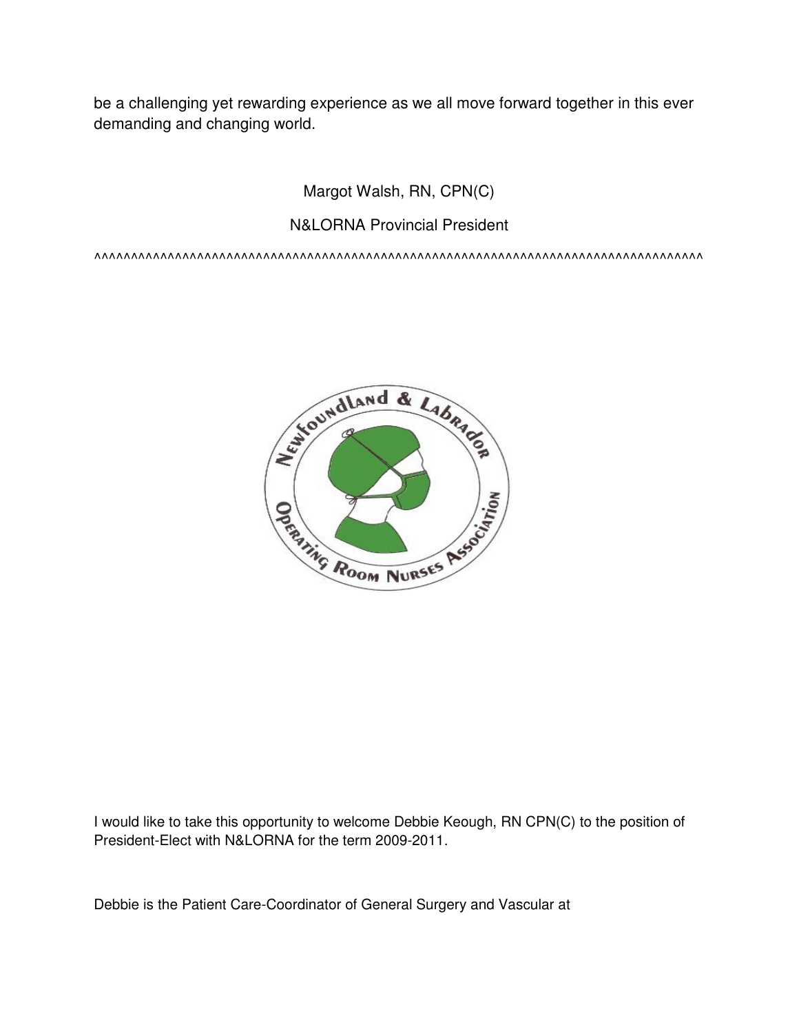be a challenging yet rewarding experience as we all move forward together in this ever demanding and changing world.

Margot Walsh, RN, CPN(C)

N&LORNA Provincial President

^^^^^^^^^^^^^^^^^^^^^^^^^^^^^^^^^^^^^^^^^^^^^^^^^^^^^^^^^^^^^^^^^^^^^^^^^^^^^^^^^^^^

I would like to take this opportunity to welcome Debbie Keough, RN CPN(C) to the position of President-Elect with N&LORNA for the term 2009-2011.

Debbie is the Patient Care-Coordinator of General Surgery and Vascular at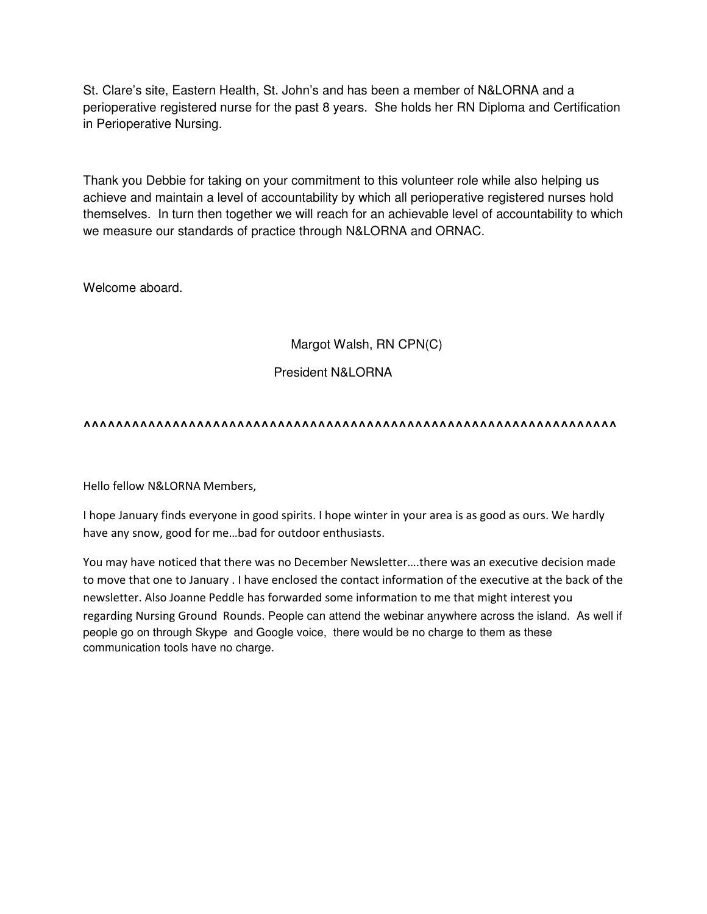St. Clare's site, Eastern Health, St. John's and has been a member of N&LORNA and a perioperative registered nurse for the past 8 years. She holds her RN Diploma and Certification in Perioperative Nursing.

Thank you Debbie for taking on your commitment to this volunteer role while also helping us achieve and maintain a level of accountability by which all perioperative registered nurses hold themselves. In turn then together we will reach for an achievable level of accountability to which we measure our standards of practice through N&LORNA and ORNAC.

Welcome aboard.

Margot Walsh, RN CPN(C)

President N&LORNA

^^^^^^^^^^^^^^^^^^^^^^^^^^^^^^^^^^^^^^^^^^^^^^^^^^^^^^^^^^^^^^^^^^^^

Hello fellow N&LORNA Members,

I hope January finds everyone in good spirits. I hope winter in your area is as good as ours. We hardly have any snow, good for me…bad for outdoor enthusiasts.

You may have noticed that there was no December Newsletter….there was an executive decision made to move that one to January . I have enclosed the contact information of the executive at the back of the newsletter. Also Joanne Peddle has forwarded some information to me that might interest you regarding Nursing Ground Rounds. People can attend the webinar anywhere across the island. As well if people go on through Skype and Google voice, there would be no charge to them as these communication tools have no charge.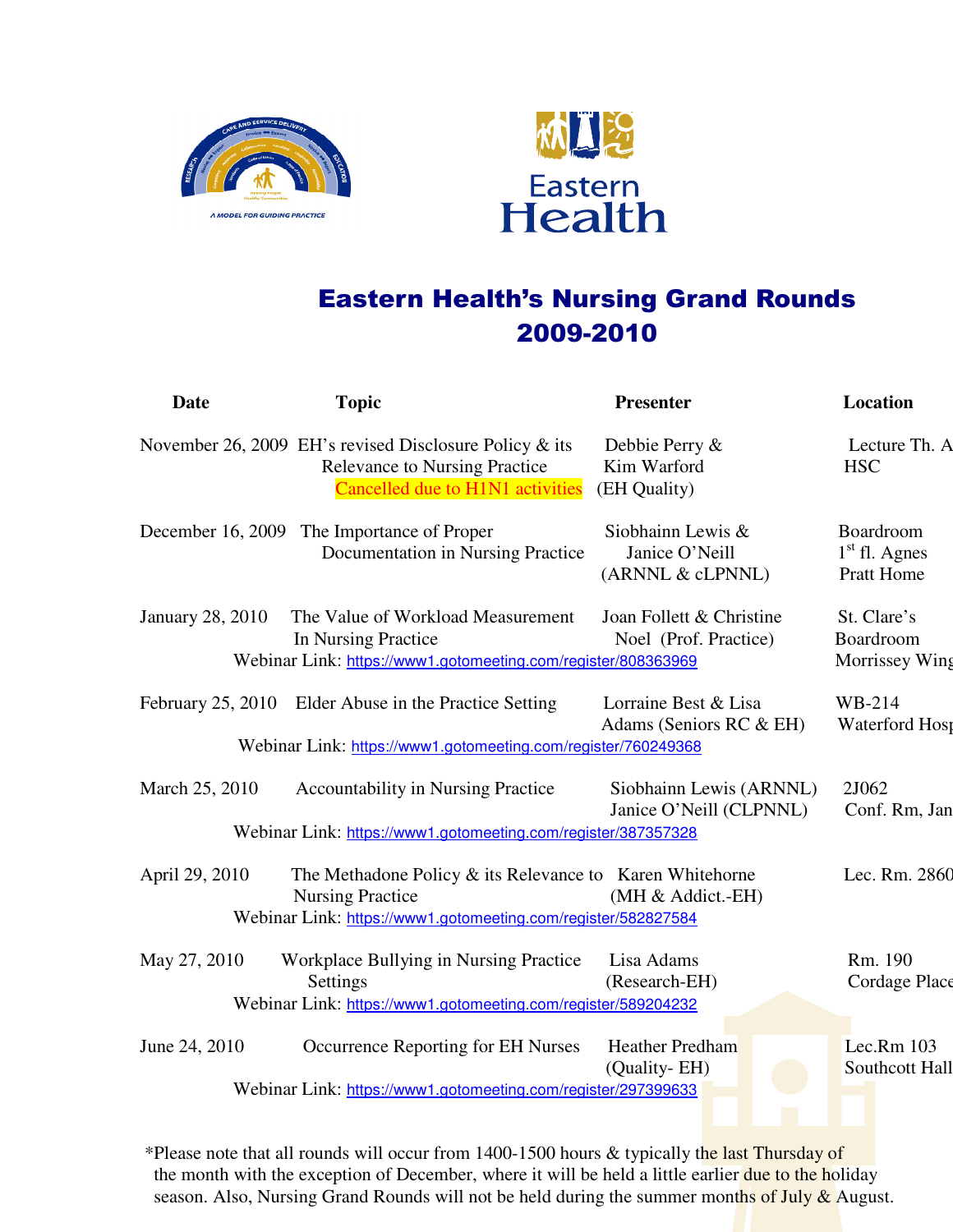# Eastern Health's Nursing Grand Rounds 2009-2010

| Date | Topic | Presenter | Location |
|---|---|---|---|
| November 26, 2009 | EH's revised Disclosure Policy & its Relevance to Nursing Practice<br>Cancelled due to H1N1 activities | Debbie Perry & Kim Warford (EH Quality) | Lecture Th. A HSC |
| December 16, 2009 | The Importance of Proper Documentation in Nursing Practice | Siobhainn Lewis & Janice O'Neill (ARNNL & cLPNNL) | Boardroom 1st fl. Agnes Pratt Home |
| January 28, 2010 | The Value of Workload Measurement In Nursing Practice<br>Webinar Link: https://www1.gotomeeting.com/register/808363969 | Joan Follett & Christine Noel (Prof. Practice) | St. Clare's Boardroom Morrissey Wing |
| February 25, 2010 | Elder Abuse in the Practice Setting<br>Webinar Link: https://www1.gotomeeting.com/register/760249368 | Lorraine Best & Lisa Adams (Seniors RC & EH) | WB-214 Waterford Hosp |
| March 25, 2010 | Accountability in Nursing Practice<br>Webinar Link: https://www1.gotomeeting.com/register/387357328 | Siobhainn Lewis (ARNNL) Janice O'Neill (CLPNNL) | 2J062 Conf. Rm, Jan |
| April 29, 2010 | The Methadone Policy & its Relevance to Nursing Practice<br>Webinar Link: https://www1.gotomeeting.com/register/582827584 | Karen Whitehorne (MH & Addict.-EH) | Lec. Rm. 2860 |
| May 27, 2010 | Workplace Bullying in Nursing Practice Settings<br>Webinar Link: https://www1.gotomeeting.com/register/589204232 | Lisa Adams (Research-EH) | Rm. 190 Cordage Place |
| June 24, 2010 | Occurrence Reporting for EH Nurses<br>Webinar Link: https://www1.gotomeeting.com/register/297399633 | Heather Predham (Quality- EH) | Lec.Rm 103 Southcott Hall |

*Please note that all rounds will occur from 1400-1500 hours & typically the last Thursday of the month with the exception of December, where it will be held a little earlier due to the holiday season. Also, Nursing Grand Rounds will not be held during the summer months of July & August.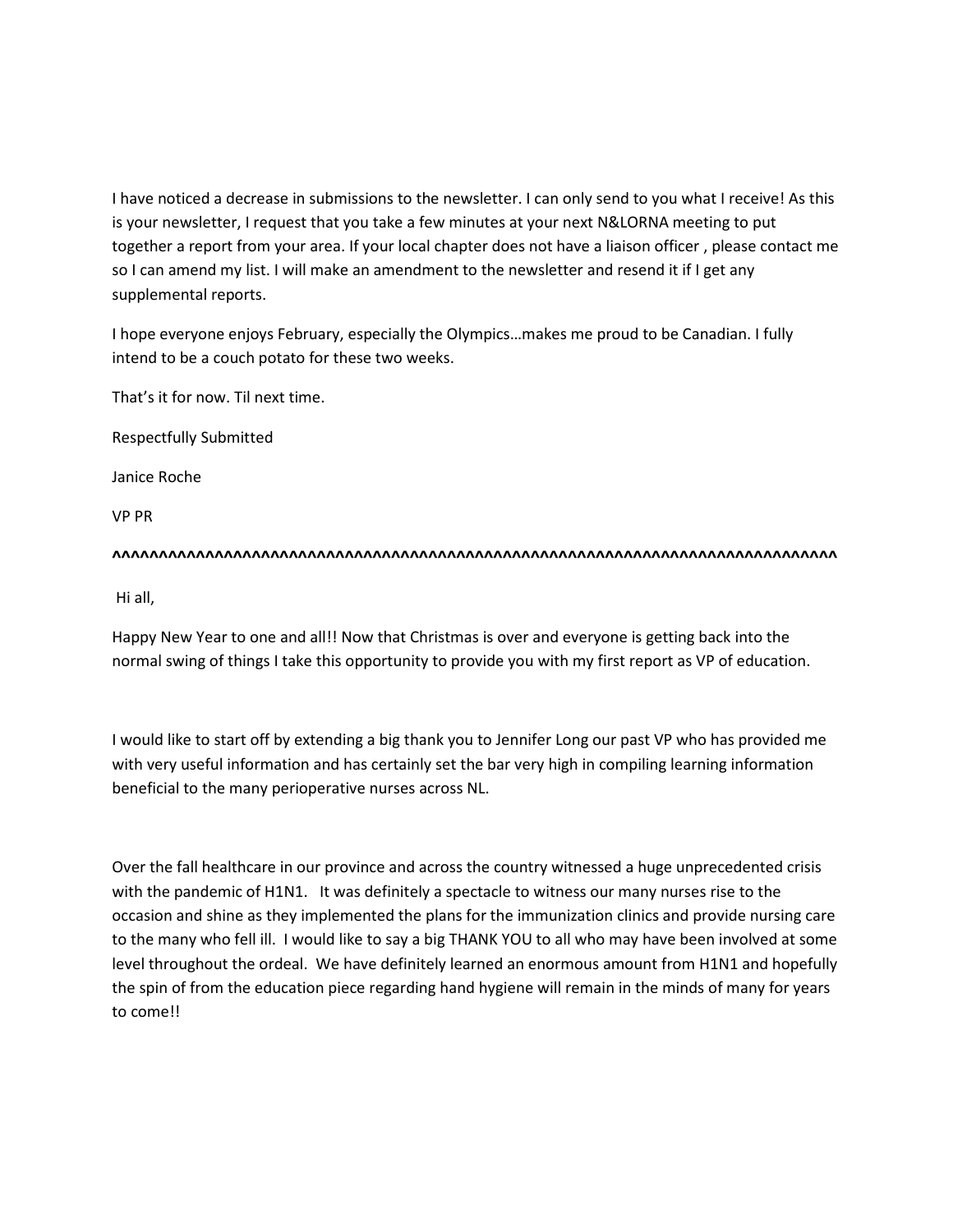I have noticed a decrease in submissions to the newsletter. I can only send to you what I receive! As this is your newsletter, I request that you take a few minutes at your next N&LORNA meeting to put together a report from your area. If your local chapter does not have a liaison officer , please contact me so I can amend my list. I will make an amendment to the newsletter and resend it if I get any supplemental reports.

I hope everyone enjoys February, especially the Olympics…makes me proud to be Canadian. I fully intend to be a couch potato for these two weeks.

That's it for now. Til next time.

Respectfully Submitted

Janice Roche

VP PR

^^^^^^^^^^^^^^^^^^^^^^^^^^^^^^^^^^^^^^^^^^^^^^^^^^^^^^^^^^^^^^^^^^^^^^^^^^^^^^^^^^^^^^^^

Hi all,

Happy New Year to one and all!! Now that Christmas is over and everyone is getting back into the normal swing of things I take this opportunity to provide you with my first report as VP of education.

I would like to start off by extending a big thank you to Jennifer Long our past VP who has provided me with very useful information and has certainly set the bar very high in compiling learning information beneficial to the many perioperative nurses across NL.

Over the fall healthcare in our province and across the country witnessed a huge unprecedented crisis with the pandemic of H1N1. It was definitely a spectacle to witness our many nurses rise to the occasion and shine as they implemented the plans for the immunization clinics and provide nursing care to the many who fell ill. I would like to say a big THANK YOU to all who may have been involved at some level throughout the ordeal. We have definitely learned an enormous amount from H1N1 and hopefully the spin of from the education piece regarding hand hygiene will remain in the minds of many for years to come!!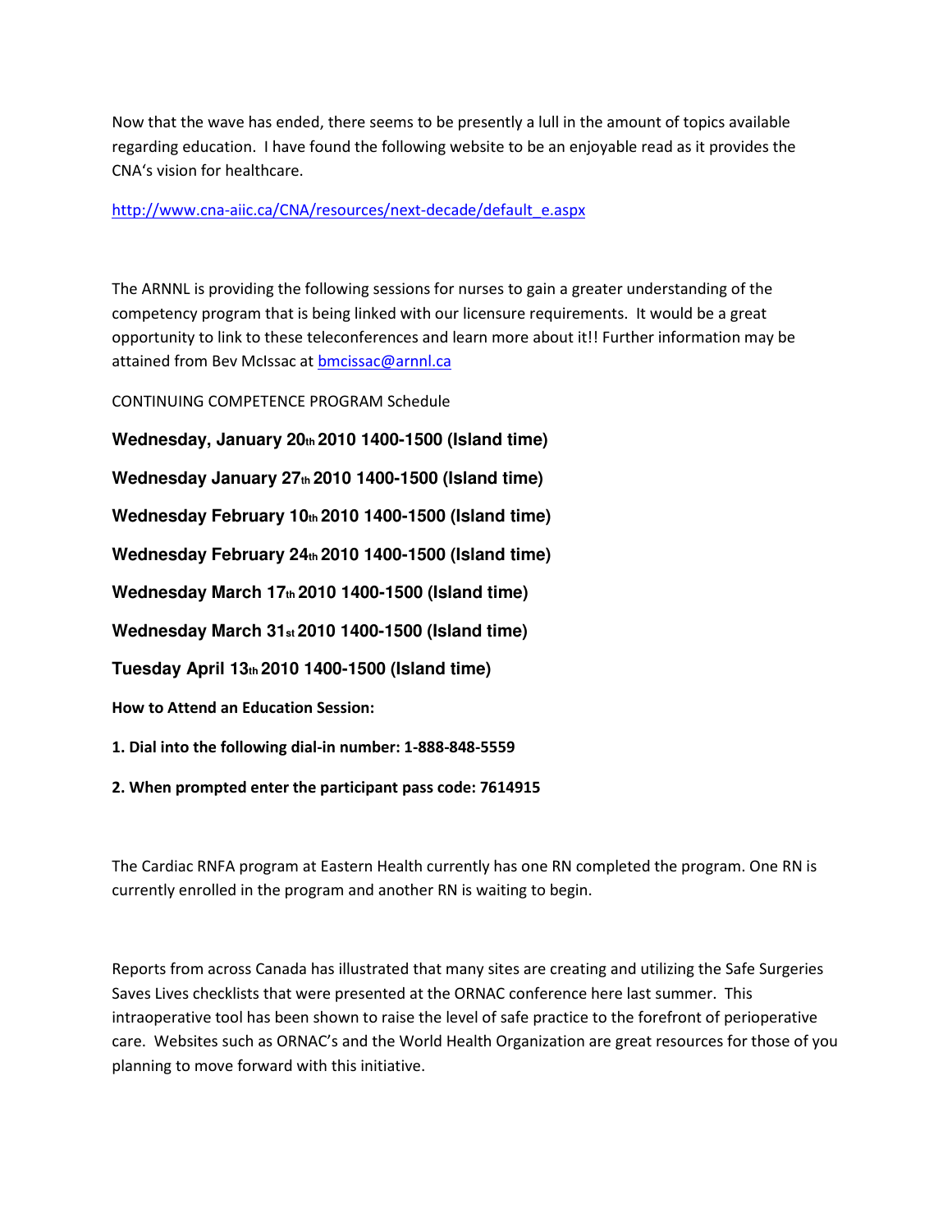Now that the wave has ended, there seems to be presently a lull in the amount of topics available regarding education. I have found the following website to be an enjoyable read as it provides the CNA's vision for healthcare.

[http://www.cna-aiic.ca/CNA/resources/next-decade/default_e.aspx](http://www.cna-aiic.ca/CNA/resources/next-decade/default_e.aspx)

The ARNNL is providing the following sessions for nurses to gain a greater understanding of the competency program that is being linked with our licensure requirements. It would be a great opportunity to link to these teleconferences and learn more about it!! Further information may be attained from Bev McIssac at [bmcissac@arnnl.ca](mailto:bmcissac@arnnl.ca)

CONTINUING COMPETENCE PROGRAM Schedule

**Wednesday, January 20th 2010 1400-1500 (Island time)**

**Wednesday January 27th 2010 1400-1500 (Island time)**

**Wednesday February 10th 2010 1400-1500 (Island time)**

**Wednesday February 24th 2010 1400-1500 (Island time)**

**Wednesday March 17th 2010 1400-1500 (Island time)**

**Wednesday March 31st 2010 1400-1500 (Island time)**

**Tuesday April 13th 2010 1400-1500 (Island time)**

**How to Attend an Education Session:**

**1. Dial into the following dial-in number: 1-888-848-5559**

**2. When prompted enter the participant pass code: 7614915**

The Cardiac RNFA program at Eastern Health currently has one RN completed the program. One RN is currently enrolled in the program and another RN is waiting to begin.

Reports from across Canada has illustrated that many sites are creating and utilizing the Safe Surgeries Saves Lives checklists that were presented at the ORNAC conference here last summer. This intraoperative tool has been shown to raise the level of safe practice to the forefront of perioperative care. Websites such as ORNAC's and the World Health Organization are great resources for those of you planning to move forward with this initiative.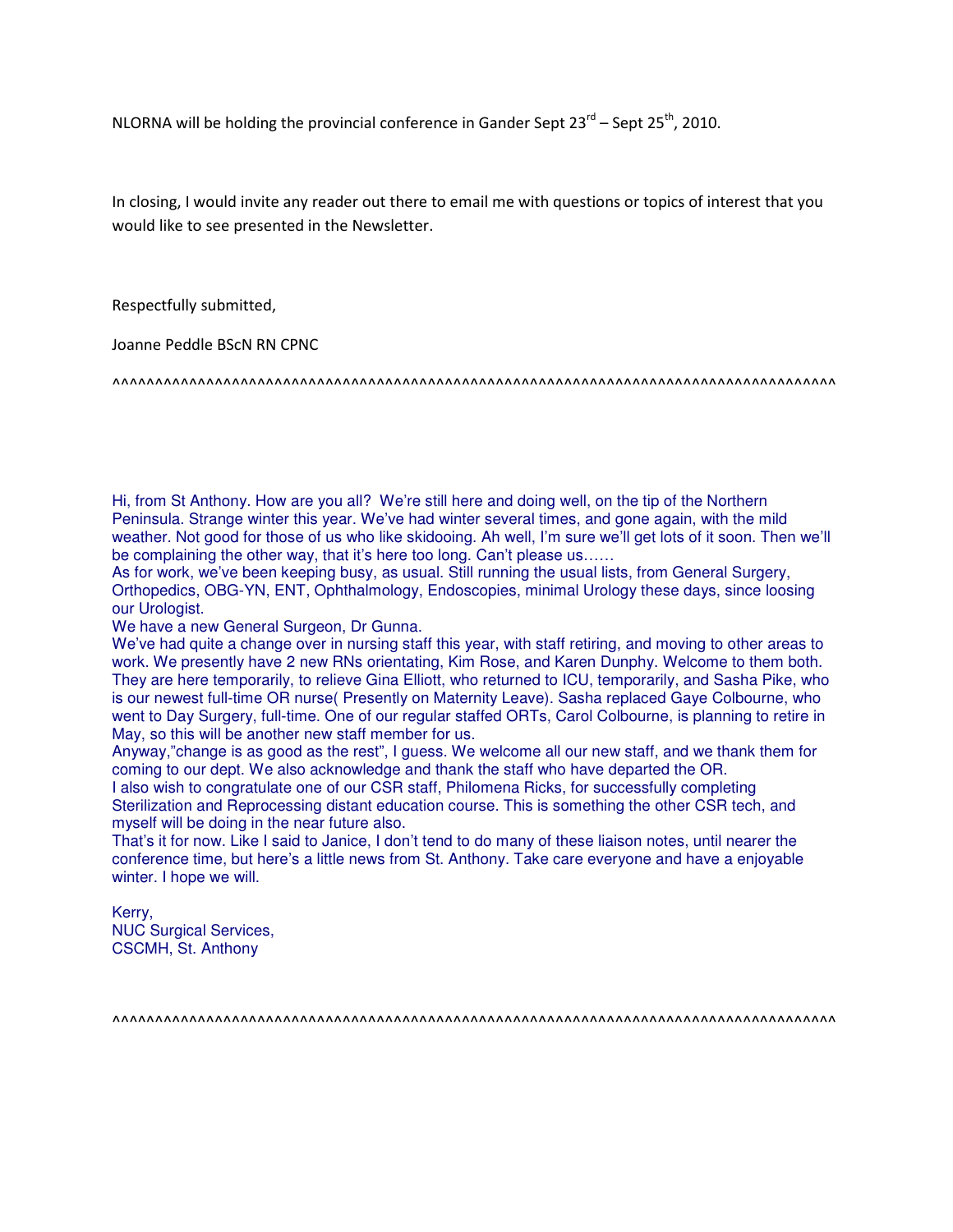NLORNA will be holding the provincial conference in Gander Sept 23rd – Sept 25th, 2010.

In closing, I would invite any reader out there to email me with questions or topics of interest that you would like to see presented in the Newsletter.

Respectfully submitted,

Joanne Peddle BScN RN CPNC

^^^^^^^^^^^^^^^^^^^^^^^^^^^^^^^^^^^^^^^^^^^^^^^^^^^^^^^^^^^^^^^^^^^^^^^^^^^^^^^^^^^^^^^^^

Hi, from St Anthony. How are you all? We're still here and doing well, on the tip of the Northern Peninsula. Strange winter this year. We've had winter several times, and gone again, with the mild weather. Not good for those of us who like skidooing. Ah well, I'm sure we'll get lots of it soon. Then we'll be complaining the other way, that it's here too long. Can't please us……

As for work, we've been keeping busy, as usual. Still running the usual lists, from General Surgery, Orthopedics, OBG-YN, ENT, Ophthalmology, Endoscopies, minimal Urology these days, since loosing our Urologist.

We have a new General Surgeon, Dr Gunna.

We've had quite a change over in nursing staff this year, with staff retiring, and moving to other areas to work. We presently have 2 new RNs orientating, Kim Rose, and Karen Dunphy. Welcome to them both. They are here temporarily, to relieve Gina Elliott, who returned to ICU, temporarily, and Sasha Pike, who is our newest full-time OR nurse( Presently on Maternity Leave). Sasha replaced Gaye Colbourne, who went to Day Surgery, full-time. One of our regular staffed ORTs, Carol Colbourne, is planning to retire in May, so this will be another new staff member for us.

Anyway,"change is as good as the rest", I guess. We welcome all our new staff, and we thank them for coming to our dept. We also acknowledge and thank the staff who have departed the OR.

I also wish to congratulate one of our CSR staff, Philomena Ricks, for successfully completing Sterilization and Reprocessing distant education course. This is something the other CSR tech, and myself will be doing in the near future also.

That's it for now. Like I said to Janice, I don't tend to do many of these liaison notes, until nearer the conference time, but here's a little news from St. Anthony. Take care everyone and have a enjoyable winter. I hope we will.

Kerry,  
NUC Surgical Services,  
CSCMH, St. Anthony

^^^^^^^^^^^^^^^^^^^^^^^^^^^^^^^^^^^^^^^^^^^^^^^^^^^^^^^^^^^^^^^^^^^^^^^^^^^^^^^^^^^^^^^^^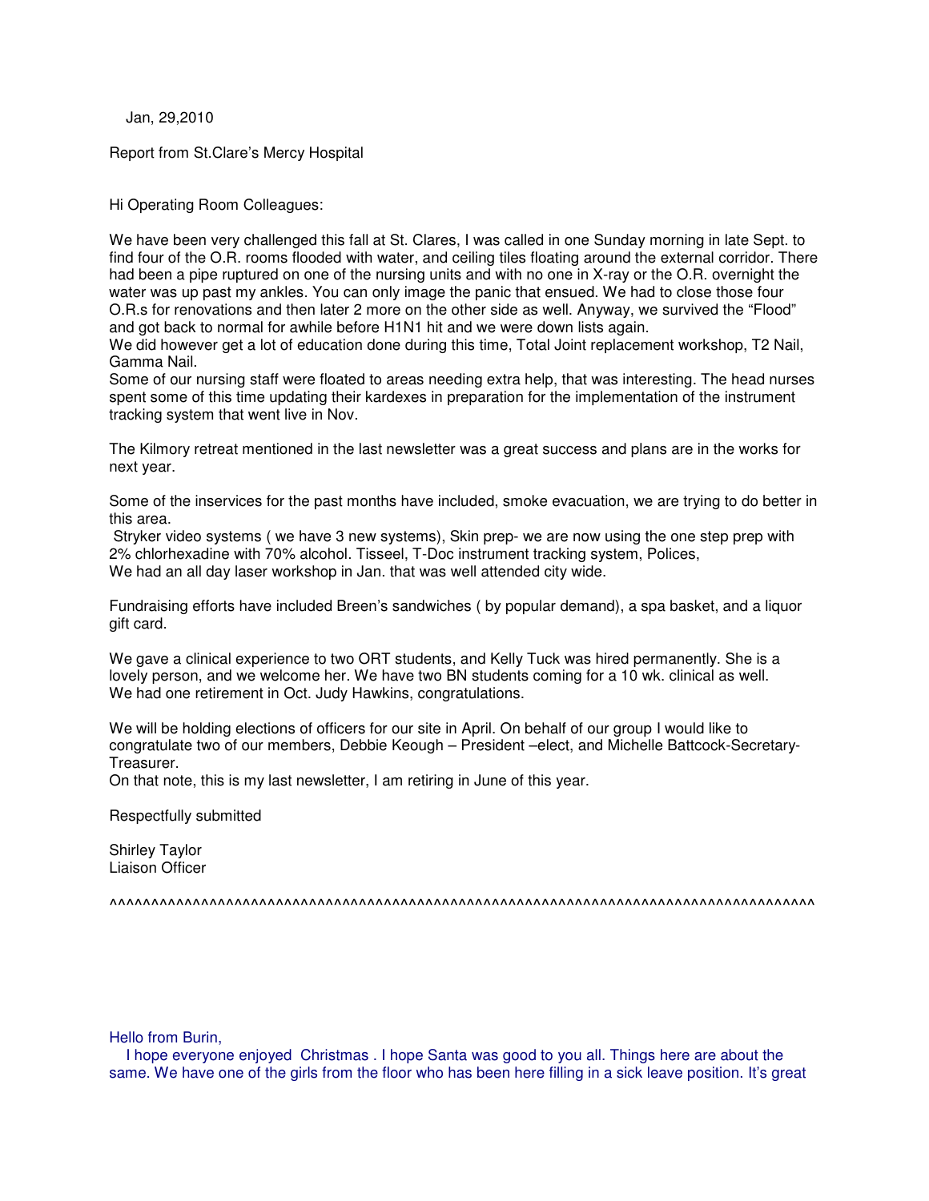Jan, 29,2010

Report from St.Clare's Mercy Hospital

Hi Operating Room Colleagues:

We have been very challenged this fall at St. Clares, I was called in one Sunday morning in late Sept. to find four of the O.R. rooms flooded with water, and ceiling tiles floating around the external corridor. There had been a pipe ruptured on one of the nursing units and with no one in X-ray or the O.R. overnight the water was up past my ankles. You can only image the panic that ensued. We had to close those four O.R.s for renovations and then later 2 more on the other side as well. Anyway, we survived the "Flood" and got back to normal for awhile before H1N1 hit and we were down lists again.
We did however get a lot of education done during this time, Total Joint replacement workshop, T2 Nail, Gamma Nail.
Some of our nursing staff were floated to areas needing extra help, that was interesting. The head nurses spent some of this time updating their kardexes in preparation for the implementation of the instrument tracking system that went live in Nov.

The Kilmory retreat mentioned in the last newsletter was a great success and plans are in the works for next year.

Some of the inservices for the past months have included, smoke evacuation, we are trying to do better in this area.
Stryker video systems ( we have 3 new systems), Skin prep- we are now using the one step prep with 2% chlorhexadine with 70% alcohol. Tisseel, T-Doc instrument tracking system, Polices,
We had an all day laser workshop in Jan. that was well attended city wide.

Fundraising efforts have included Breen's sandwiches ( by popular demand), a spa basket, and a liquor gift card.

We gave a clinical experience to two ORT students, and Kelly Tuck was hired permanently. She is a lovely person, and we welcome her. We have two BN students coming for a 10 wk. clinical as well.
We had one retirement in Oct. Judy Hawkins, congratulations.

We will be holding elections of officers for our site in April. On behalf of our group I would like to congratulate two of our members, Debbie Keough – President –elect, and Michelle Battcock-Secretary-Treasurer.
On that note, this is my last newsletter, I am retiring in June of this year.

Respectfully submitted

Shirley Taylor
Liaison Officer

^^^^^^^^^^^^^^^^^^^^^^^^^^^^^^^^^^^^^^^^^^^^^^^^^^^^^^^^^^^^^^^^^^^^^^^^^^^^^^^^^^^^^^^^^^^^^

Hello from Burin,

I hope everyone enjoyed Christmas . I hope Santa was good to you all. Things here are about the same. We have one of the girls from the floor who has been here filling in a sick leave position. It's great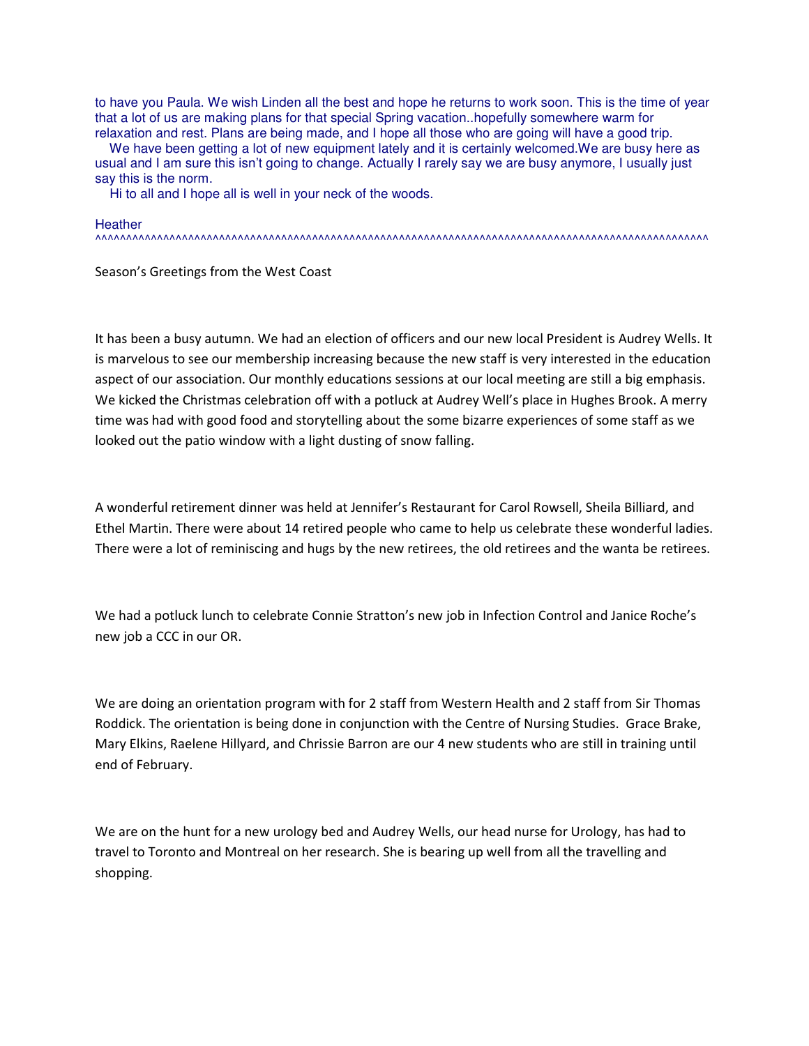to have you Paula. We wish Linden all the best and hope he returns to work soon. This is the time of year that a lot of us are making plans for that special Spring vacation..hopefully somewhere warm for relaxation and rest. Plans are being made, and I hope all those who are going will have a good trip.

We have been getting a lot of new equipment lately and it is certainly welcomed.We are busy here as usual and I am sure this isn't going to change. Actually I rarely say we are busy anymore, I usually just say this is the norm.

Hi to all and I hope all is well in your neck of the woods.

Heather

^^^^^^^^^^^^^^^^^^^^^^^^^^^^^^^^^^^^^^^^^^^^^^^^^^^^^^^^^^^^^^^^^^^^^^^^^^^^^^^^^^^^^^^^^^^^^^^^^^^^^^^^^

Season's Greetings from the West Coast

It has been a busy autumn. We had an election of officers and our new local President is Audrey Wells. It is marvelous to see our membership increasing because the new staff is very interested in the education aspect of our association. Our monthly educations sessions at our local meeting are still a big emphasis. We kicked the Christmas celebration off with a potluck at Audrey Well's place in Hughes Brook. A merry time was had with good food and storytelling about the some bizarre experiences of some staff as we looked out the patio window with a light dusting of snow falling.

A wonderful retirement dinner was held at Jennifer's Restaurant for Carol Rowsell, Sheila Billiard, and Ethel Martin. There were about 14 retired people who came to help us celebrate these wonderful ladies. There were a lot of reminiscing and hugs by the new retirees, the old retirees and the wanta be retirees.

We had a potluck lunch to celebrate Connie Stratton's new job in Infection Control and Janice Roche's new job a CCC in our OR.

We are doing an orientation program with for 2 staff from Western Health and 2 staff from Sir Thomas Roddick. The orientation is being done in conjunction with the Centre of Nursing Studies. Grace Brake, Mary Elkins, Raelene Hillyard, and Chrissie Barron are our 4 new students who are still in training until end of February.

We are on the hunt for a new urology bed and Audrey Wells, our head nurse for Urology, has had to travel to Toronto and Montreal on her research. She is bearing up well from all the travelling and shopping.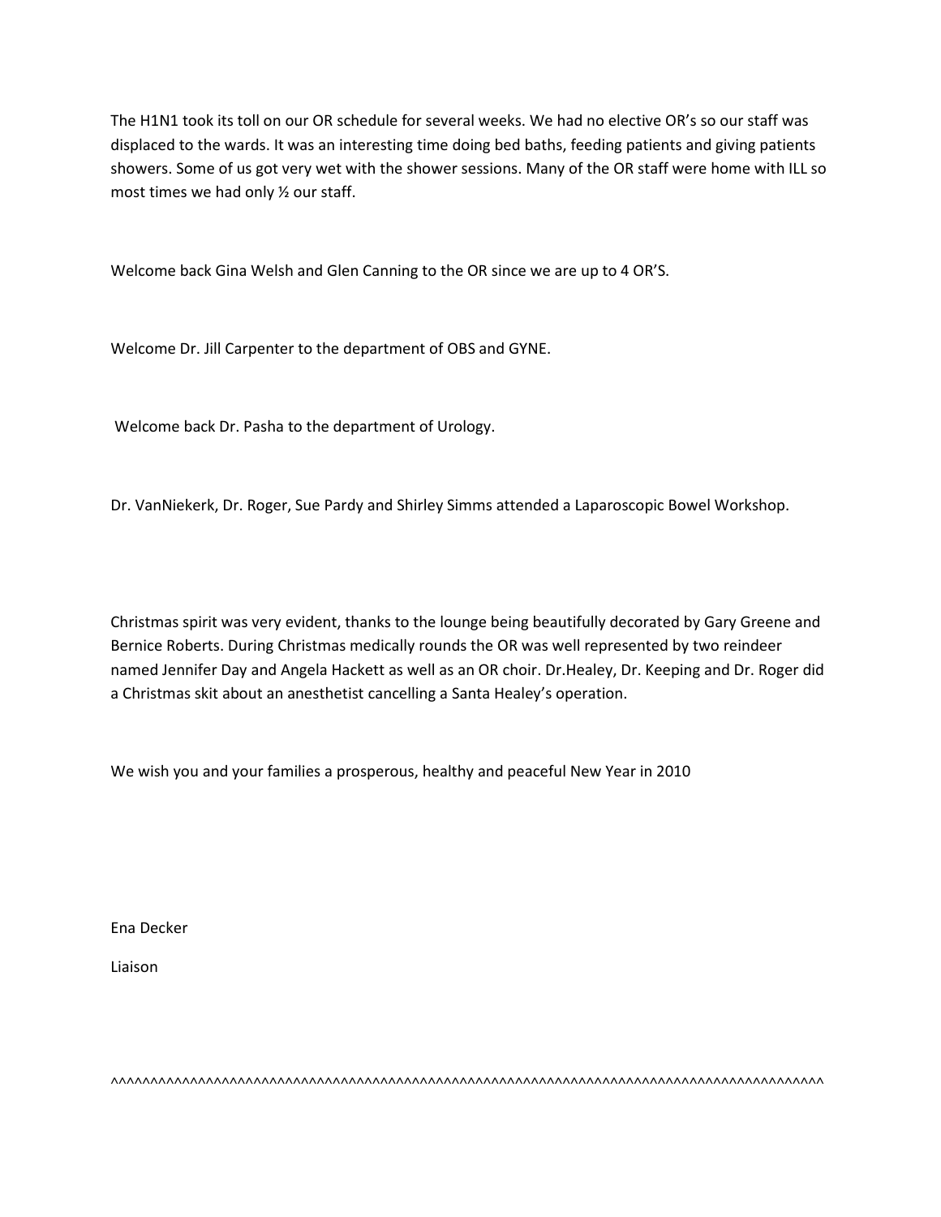The H1N1 took its toll on our OR schedule for several weeks. We had no elective OR's so our staff was displaced to the wards. It was an interesting time doing bed baths, feeding patients and giving patients showers. Some of us got very wet with the shower sessions. Many of the OR staff were home with ILL so most times we had only ½ our staff.

Welcome back Gina Welsh and Glen Canning to the OR since we are up to 4 OR'S.

Welcome Dr. Jill Carpenter to the department of OBS and GYNE.

Welcome back Dr. Pasha to the department of Urology.

Dr. VanNiekerk, Dr. Roger, Sue Pardy and Shirley Simms attended a Laparoscopic Bowel Workshop.

Christmas spirit was very evident, thanks to the lounge being beautifully decorated by Gary Greene and Bernice Roberts. During Christmas medically rounds the OR was well represented by two reindeer named Jennifer Day and Angela Hackett as well as an OR choir. Dr.Healey, Dr. Keeping and Dr. Roger did a Christmas skit about an anesthetist cancelling a Santa Healey's operation.

We wish you and your families a prosperous, healthy and peaceful New Year in 2010

Ena Decker

Liaison

^^^^^^^^^^^^^^^^^^^^^^^^^^^^^^^^^^^^^^^^^^^^^^^^^^^^^^^^^^^^^^^^^^^^^^^^^^^^^^^^^^^^^^^^^^^^^^^^^^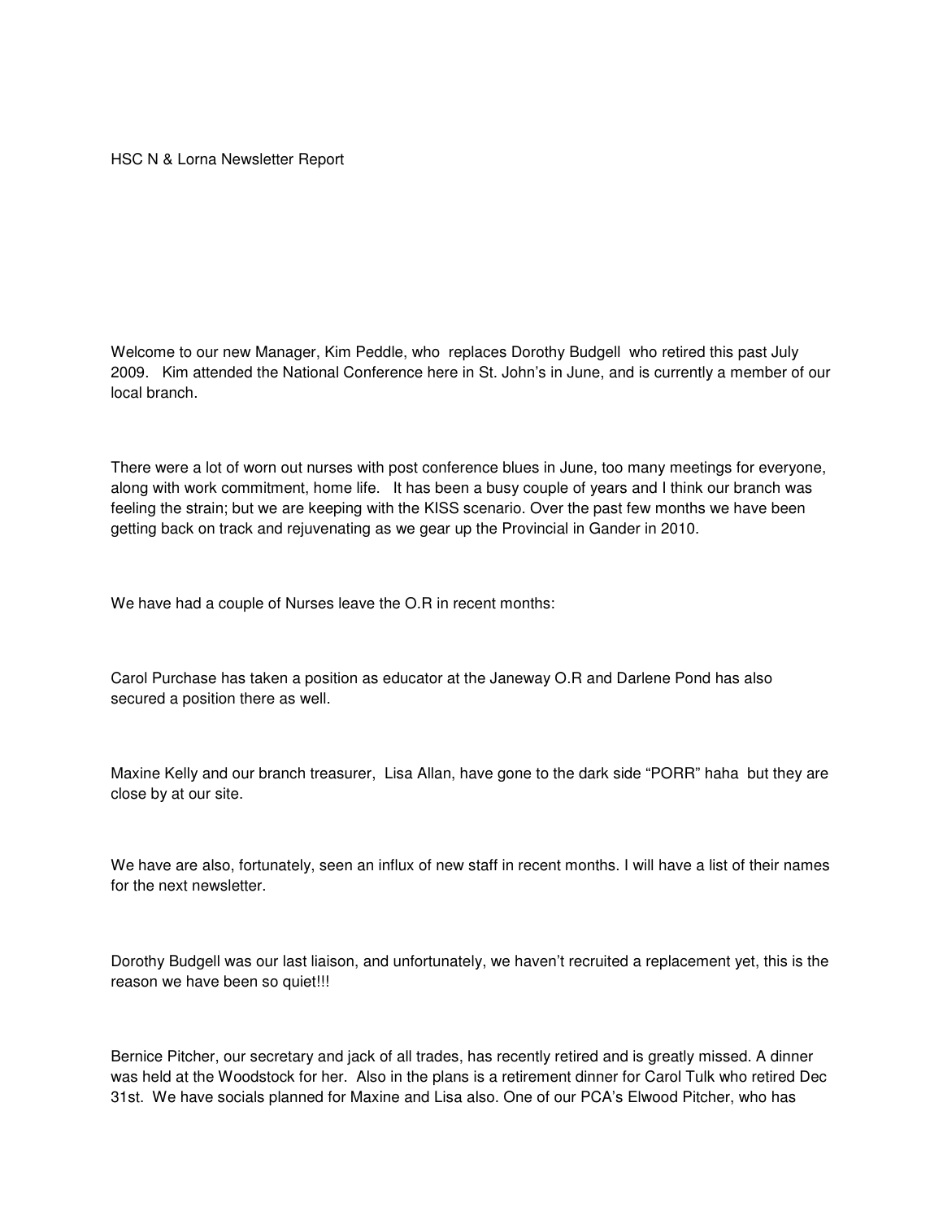HSC N & Lorna Newsletter Report

Welcome to our new Manager, Kim Peddle, who replaces Dorothy Budgell who retired this past July 2009. Kim attended the National Conference here in St. John's in June, and is currently a member of our local branch.

There were a lot of worn out nurses with post conference blues in June, too many meetings for everyone, along with work commitment, home life. It has been a busy couple of years and I think our branch was feeling the strain; but we are keeping with the KISS scenario. Over the past few months we have been getting back on track and rejuvenating as we gear up the Provincial in Gander in 2010.

We have had a couple of Nurses leave the O.R in recent months:

Carol Purchase has taken a position as educator at the Janeway O.R and Darlene Pond has also secured a position there as well.

Maxine Kelly and our branch treasurer, Lisa Allan, have gone to the dark side "PORR" haha but they are close by at our site.

We have are also, fortunately, seen an influx of new staff in recent months. I will have a list of their names for the next newsletter.

Dorothy Budgell was our last liaison, and unfortunately, we haven't recruited a replacement yet, this is the reason we have been so quiet!!!

Bernice Pitcher, our secretary and jack of all trades, has recently retired and is greatly missed. A dinner was held at the Woodstock for her. Also in the plans is a retirement dinner for Carol Tulk who retired Dec 31st. We have socials planned for Maxine and Lisa also. One of our PCA's Elwood Pitcher, who has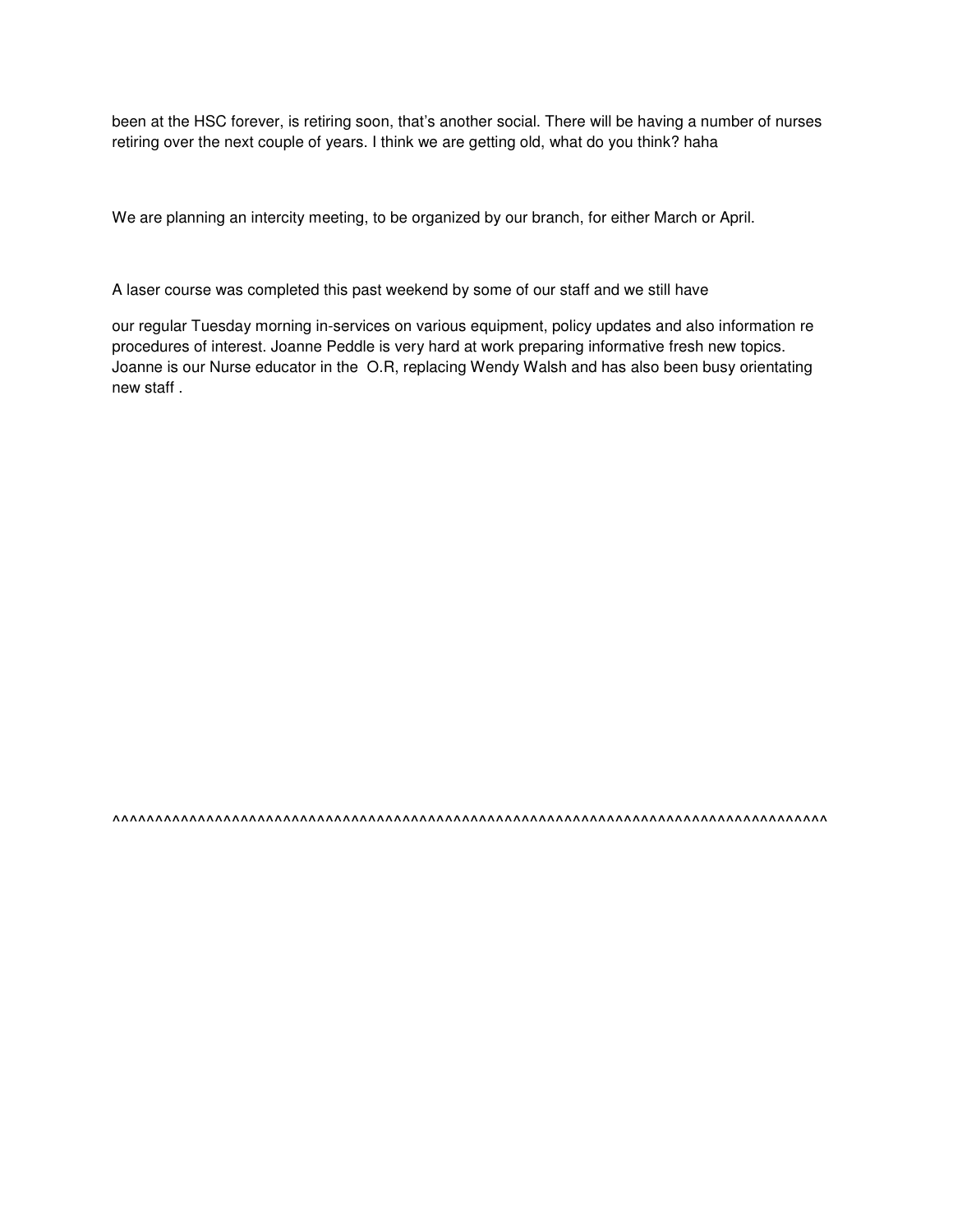been at the HSC forever, is retiring soon, that's another social. There will be having a number of nurses retiring over the next couple of years. I think we are getting old, what do you think? haha

We are planning an intercity meeting, to be organized by our branch, for either March or April.

A laser course was completed this past weekend by some of our staff and we still have

our regular Tuesday morning in-services on various equipment, policy updates and also information re procedures of interest. Joanne Peddle is very hard at work preparing informative fresh new topics. Joanne is our Nurse educator in the O.R, replacing Wendy Walsh and has also been busy orientating new staff .

^^^^^^^^^^^^^^^^^^^^^^^^^^^^^^^^^^^^^^^^^^^^^^^^^^^^^^^^^^^^^^^^^^^^^^^^^^^^^^^^^^^^^^^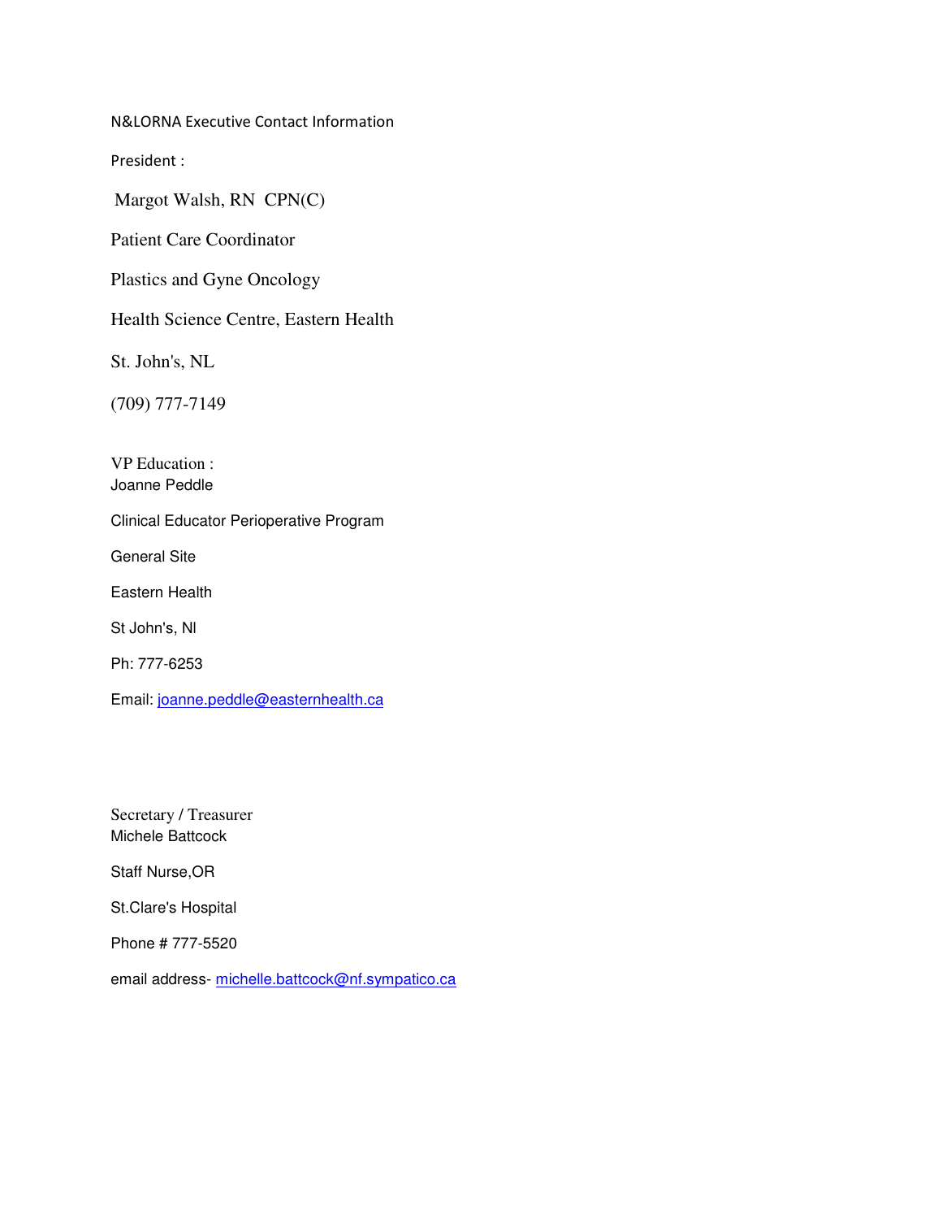N&LORNA Executive Contact Information

President :

Margot Walsh, RN  CPN(C)

Patient Care Coordinator

Plastics and Gyne Oncology

Health Science Centre, Eastern Health

St. John's, NL

(709) 777-7149

VP Education :
Joanne Peddle

Clinical Educator Perioperative Program

General Site

Eastern Health

St John's, Nl

Ph: 777-6253

Email: joanne.peddle@easternhealth.ca

Secretary / Treasurer
Michele Battcock

Staff Nurse,OR

St.Clare's Hospital

Phone # 777-5520

email address- michelle.battcock@nf.sympatico.ca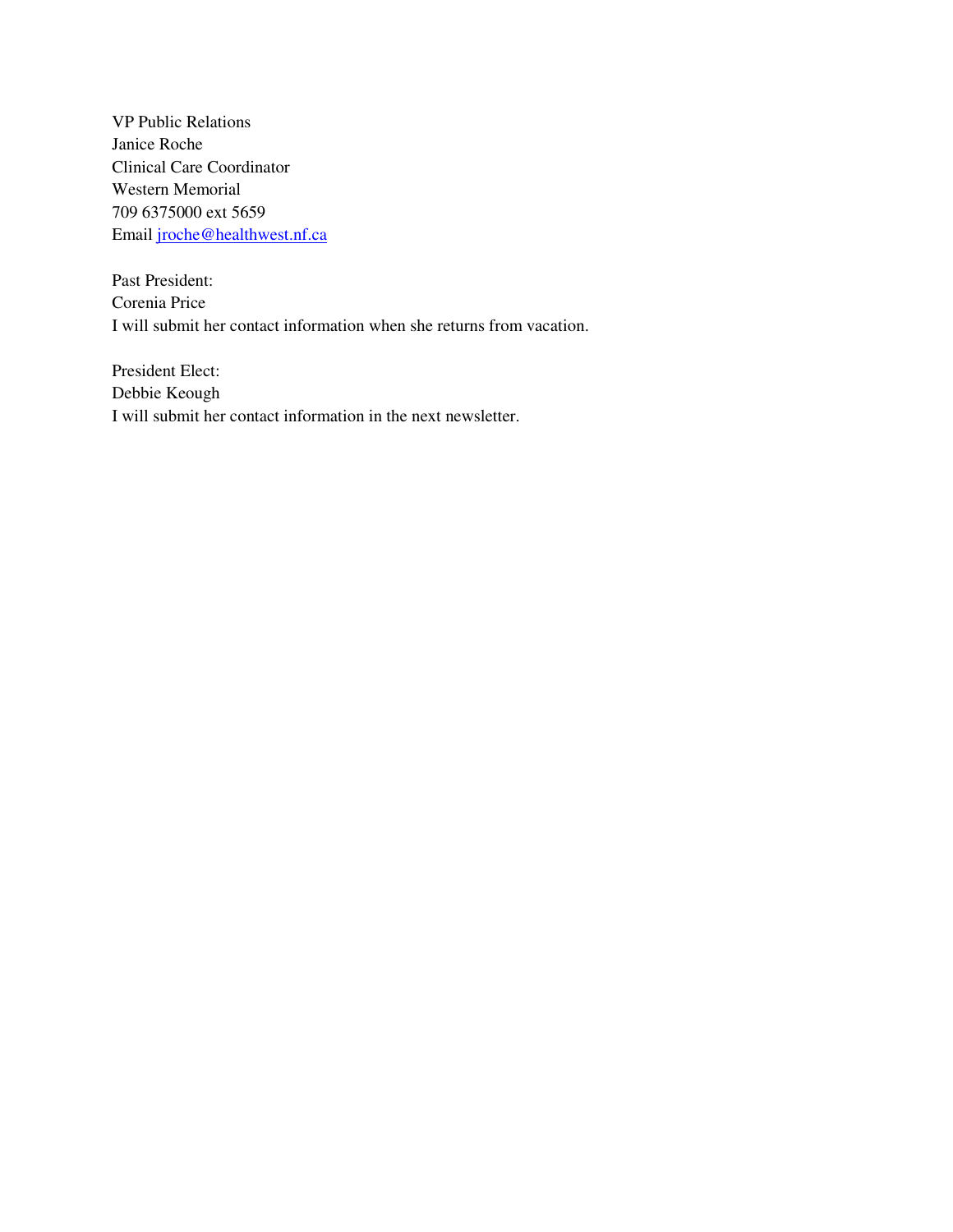VP Public Relations
Janice Roche
Clinical Care Coordinator
Western Memorial
709 6375000 ext 5659
Email jroche@healthwest.nf.ca

Past President:
Corenia Price
I will submit her contact information when she returns from vacation.

President Elect:
Debbie Keough
I will submit her contact information in the next newsletter.